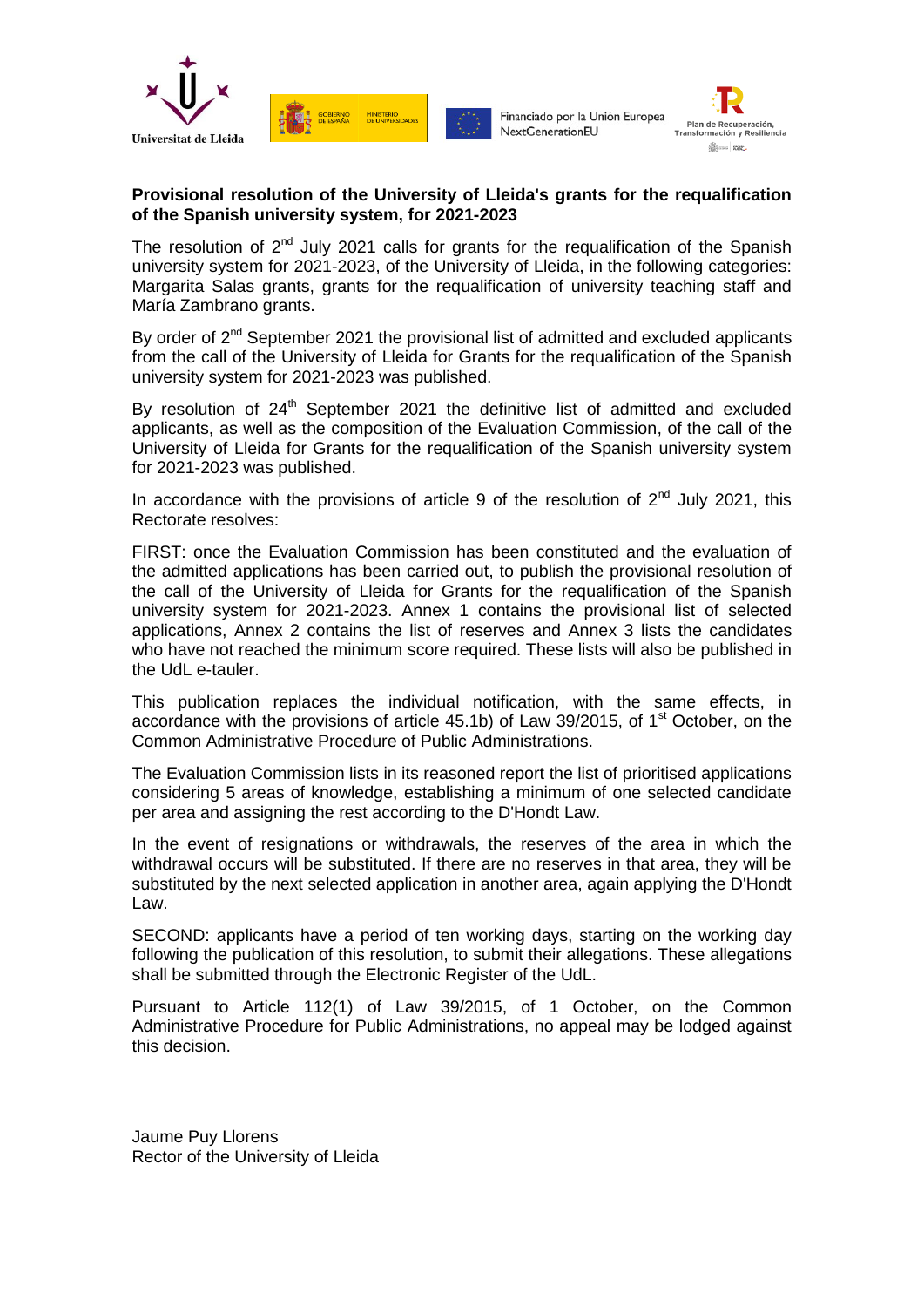Universitat de Lleida

Financiado por la Unión Europea NextGenerationEU

Plan de Recuperación, Transformación y Resiliencia

**Provisional resolution of the University of Lleida's grants for the requalification of the Spanish university system, for 2021-2023**

The resolution of 2nd July 2021 calls for grants for the requalification of the Spanish university system for 2021-2023, of the University of Lleida, in the following categories: Margarita Salas grants, grants for the requalification of university teaching staff and María Zambrano grants.

By order of 2nd September 2021 the provisional list of admitted and excluded applicants from the call of the University of Lleida for Grants for the requalification of the Spanish university system for 2021-2023 was published.

By resolution of 24th September 2021 the definitive list of admitted and excluded applicants, as well as the composition of the Evaluation Commission, of the call of the University of Lleida for Grants for the requalification of the Spanish university system for 2021-2023 was published.

In accordance with the provisions of article 9 of the resolution of 2nd July 2021, this Rectorate resolves:

FIRST: once the Evaluation Commission has been constituted and the evaluation of the admitted applications has been carried out, to publish the provisional resolution of the call of the University of Lleida for Grants for the requalification of the Spanish university system for 2021-2023. Annex 1 contains the provisional list of selected applications, Annex 2 contains the list of reserves and Annex 3 lists the candidates who have not reached the minimum score required. These lists will also be published in the UdL e-tauler.

This publication replaces the individual notification, with the same effects, in accordance with the provisions of article 45.1b) of Law 39/2015, of 1st October, on the Common Administrative Procedure of Public Administrations.

The Evaluation Commission lists in its reasoned report the list of prioritised applications considering 5 areas of knowledge, establishing a minimum of one selected candidate per area and assigning the rest according to the D'Hondt Law.

In the event of resignations or withdrawals, the reserves of the area in which the withdrawal occurs will be substituted. If there are no reserves in that area, they will be substituted by the next selected application in another area, again applying the D'Hondt Law.

SECOND: applicants have a period of ten working days, starting on the working day following the publication of this resolution, to submit their allegations. These allegations shall be submitted through the Electronic Register of the UdL.

Pursuant to Article 112(1) of Law 39/2015, of 1 October, on the Common Administrative Procedure for Public Administrations, no appeal may be lodged against this decision.

Jaume Puy Llorens
Rector of the University of Lleida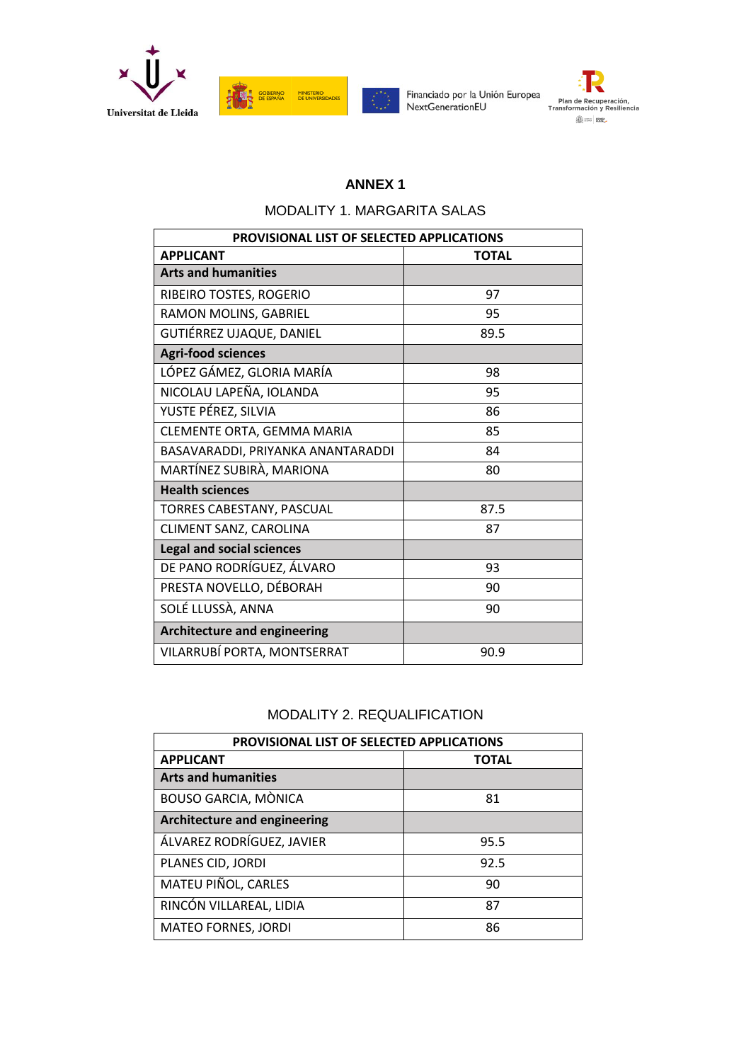# ANNEX 1

## MODALITY 1. MARGARITA SALAS

| PROVISIONAL LIST OF SELECTED APPLICATIONS | |
|---|---|
| **APPLICANT** | **TOTAL** |
| **Arts and humanities** | |
| RIBEIRO TOSTES, ROGERIO | 97 |
| RAMON MOLINS, GABRIEL | 95 |
| GUTIÉRREZ UJAQUE, DANIEL | 89.5 |
| **Agri-food sciences** | |
| LÓPEZ GÁMEZ, GLORIA MARÍA | 98 |
| NICOLAU LAPEÑA, IOLANDA | 95 |
| YUSTE PÉREZ, SILVIA | 86 |
| CLEMENTE ORTA, GEMMA MARIA | 85 |
| BASAVARADDI, PRIYANKA ANANTARADDI | 84 |
| MARTÍNEZ SUBIRÀ, MARIONA | 80 |
| **Health sciences** | |
| TORRES CABESTANY, PASCUAL | 87.5 |
| CLIMENT SANZ, CAROLINA | 87 |
| **Legal and social sciences** | |
| DE PANO RODRÍGUEZ, ÁLVARO | 93 |
| PRESTA NOVELLO, DÉBORAH | 90 |
| SOLÉ LLUSSÀ, ANNA | 90 |
| **Architecture and engineering** | |
| VILARRUBÍ PORTA, MONTSERRAT | 90.9 |

## MODALITY 2. REQUALIFICATION

| PROVISIONAL LIST OF SELECTED APPLICATIONS | |
|---|---|
| **APPLICANT** | **TOTAL** |
| **Arts and humanities** | |
| BOUSO GARCIA, MÒNICA | 81 |
| **Architecture and engineering** | |
| ÁLVAREZ RODRÍGUEZ, JAVIER | 95.5 |
| PLANES CID, JORDI | 92.5 |
| MATEU PIÑOL, CARLES | 90 |
| RINCÓN VILLAREAL, LIDIA | 87 |
| MATEO FORNES, JORDI | 86 |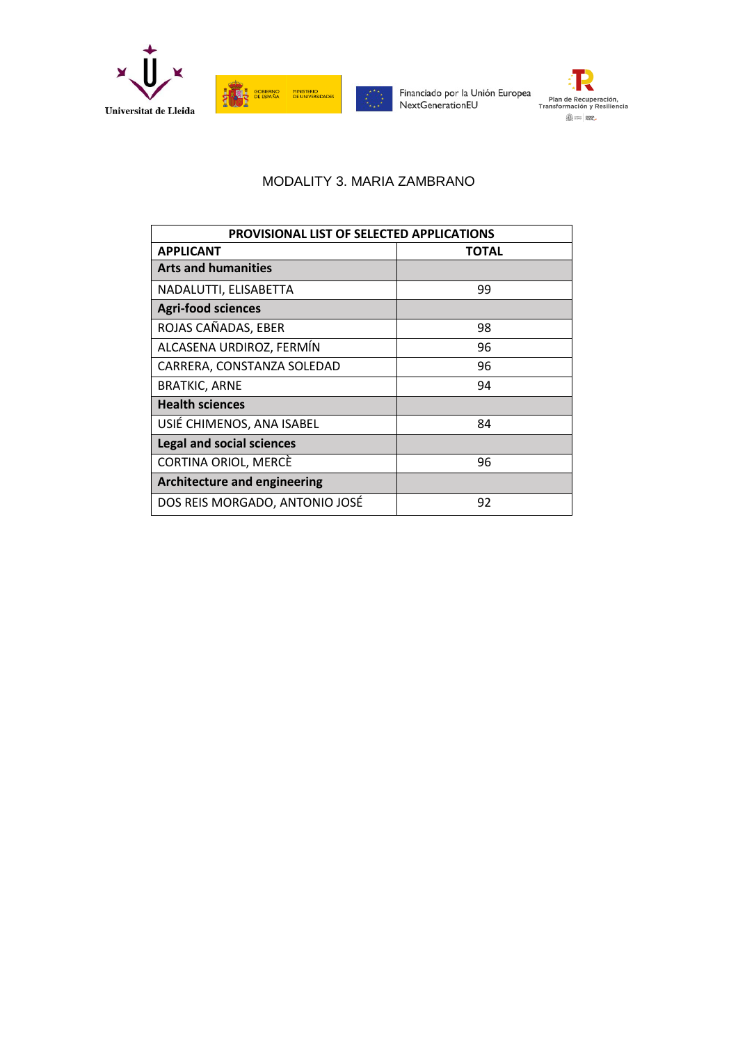MODALITY 3. MARIA ZAMBRANO

| PROVISIONAL LIST OF SELECTED APPLICATIONS | |
|---|---|
| **APPLICANT** | **TOTAL** |
| **Arts and humanities** | |
| NADALUTTI, ELISABETTA | 99 |
| **Agri-food sciences** | |
| ROJAS CAÑADAS, EBER | 98 |
| ALCASENA URDIROZ, FERMÍN | 96 |
| CARRERA, CONSTANZA SOLEDAD | 96 |
| BRATKIC, ARNE | 94 |
| **Health sciences** | |
| USIÉ CHIMENOS, ANA ISABEL | 84 |
| **Legal and social sciences** | |
| CORTINA ORIOL, MERCÈ | 96 |
| **Architecture and engineering** | |
| DOS REIS MORGADO, ANTONIO JOSÉ | 92 |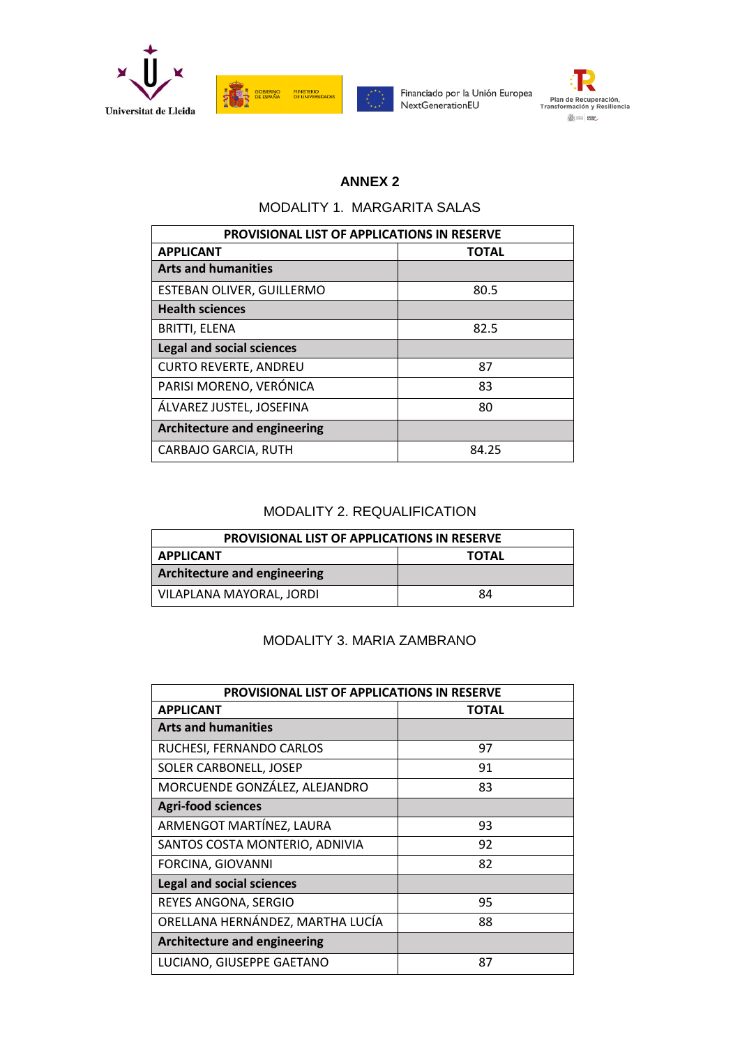## ANNEX 2

### MODALITY 1. MARGARITA SALAS

| PROVISIONAL LIST OF APPLICATIONS IN RESERVE | |
|---|---|
| **APPLICANT** | **TOTAL** |
| **Arts and humanities** | |
| ESTEBAN OLIVER, GUILLERMO | 80.5 |
| **Health sciences** | |
| BRITTI, ELENA | 82.5 |
| **Legal and social sciences** | |
| CURTO REVERTE, ANDREU | 87 |
| PARISI MORENO, VERÓNICA | 83 |
| ÁLVAREZ JUSTEL, JOSEFINA | 80 |
| **Architecture and engineering** | |
| CARBAJO GARCIA, RUTH | 84.25 |

### MODALITY 2. REQUALIFICATION

| PROVISIONAL LIST OF APPLICATIONS IN RESERVE | |
|---|---|
| **APPLICANT** | **TOTAL** |
| **Architecture and engineering** | |
| VILAPLANA MAYORAL, JORDI | 84 |

### MODALITY 3. MARIA ZAMBRANO

| PROVISIONAL LIST OF APPLICATIONS IN RESERVE | |
|---|---|
| **APPLICANT** | **TOTAL** |
| **Arts and humanities** | |
| RUCHESI, FERNANDO CARLOS | 97 |
| SOLER CARBONELL, JOSEP | 91 |
| MORCUENDE GONZÁLEZ, ALEJANDRO | 83 |
| **Agri-food sciences** | |
| ARMENGOT MARTÍNEZ, LAURA | 93 |
| SANTOS COSTA MONTERIO, ADNIVIA | 92 |
| FORCINA, GIOVANNI | 82 |
| **Legal and social sciences** | |
| REYES ANGONA, SERGIO | 95 |
| ORELLANA HERNÁNDEZ, MARTHA LUCÍA | 88 |
| **Architecture and engineering** | |
| LUCIANO, GIUSEPPE GAETANO | 87 |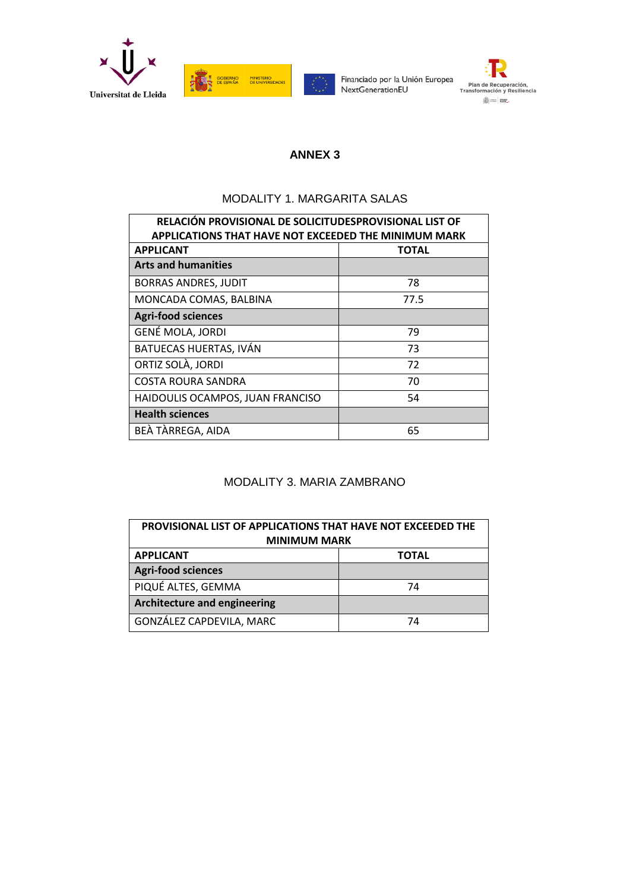# ANNEX 3

## MODALITY 1. MARGARITA SALAS

| RELACIÓN PROVISIONAL DE SOLICITUDESPROVISIONAL LIST OF APPLICATIONS THAT HAVE NOT EXCEEDED THE MINIMUM MARK | |
|---|---|
| **APPLICANT** | **TOTAL** |
| **Arts and humanities** | |
| BORRAS ANDRES, JUDIT | 78 |
| MONCADA COMAS, BALBINA | 77.5 |
| **Agri-food sciences** | |
| GENÉ MOLA, JORDI | 79 |
| BATUECAS HUERTAS, IVÁN | 73 |
| ORTIZ SOLÀ, JORDI | 72 |
| COSTA ROURA SANDRA | 70 |
| HAIDOULIS OCAMPOS, JUAN FRANCISO | 54 |
| **Health sciences** | |
| BEÀ TÀRREGA, AIDA | 65 |

## MODALITY 3. MARIA ZAMBRANO

| PROVISIONAL LIST OF APPLICATIONS THAT HAVE NOT EXCEEDED THE MINIMUM MARK | |
|---|---|
| **APPLICANT** | **TOTAL** |
| **Agri-food sciences** | |
| PIQUÉ ALTES, GEMMA | 74 |
| **Architecture and engineering** | |
| GONZÁLEZ CAPDEVILA, MARC | 74 |